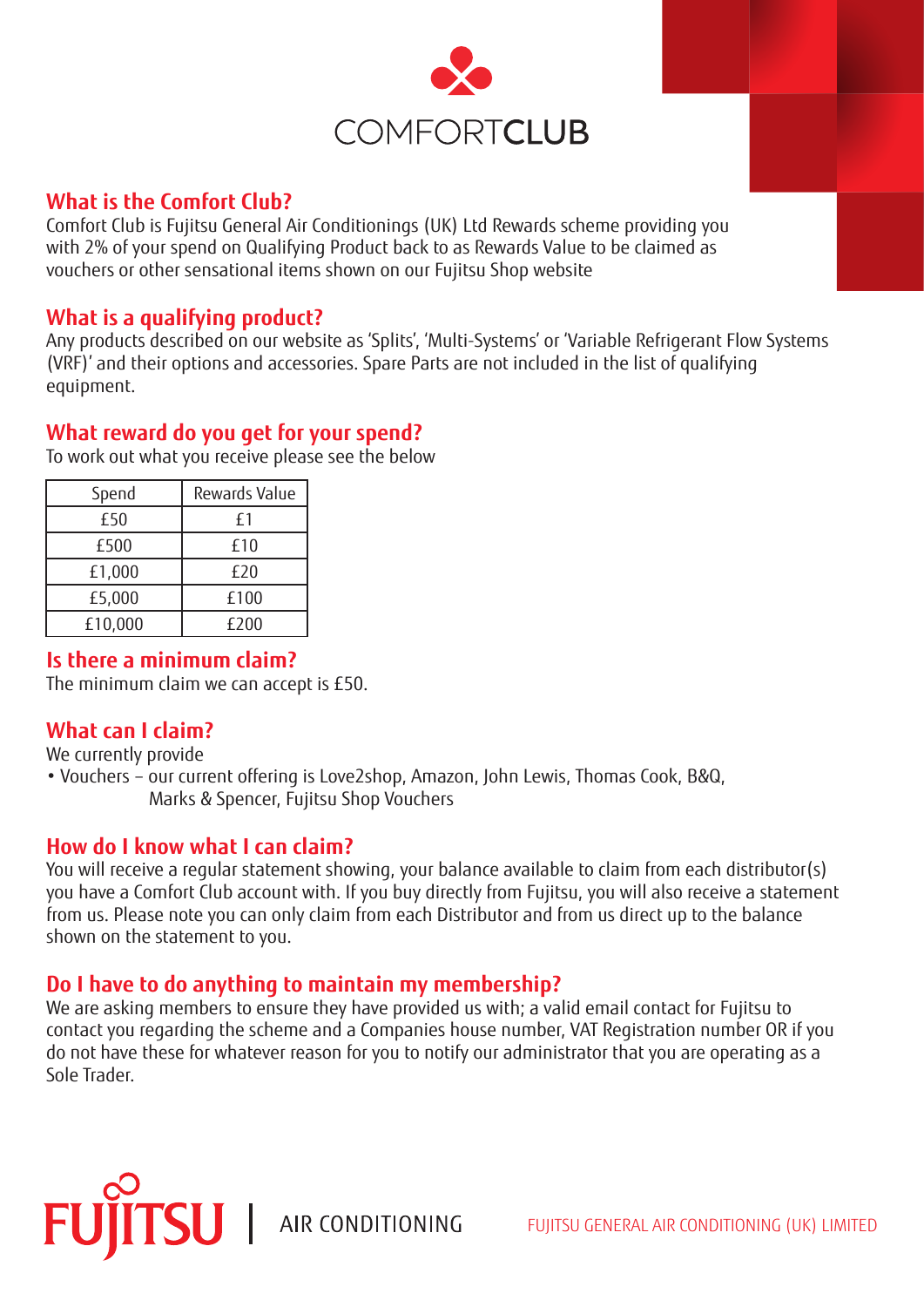# COMFORTCLUB

## What is the Comfort Club?

Comfort Club is Fujitsu General Air Conditionings (UK) Ltd Rewards scheme providing you with 2% of your spend on Qualifying Product back to as Rewards Value to be claimed as vouchers or other sensational items shown on our Fujitsu Shop website

## What is a qualifying product?

Any products described on our website as 'Splits', 'Multi-Systems' or 'Variable Refrigerant Flow Systems (VRF)' and their options and accessories. Spare Parts are not included in the list of qualifying equipment.

## What reward do you get for your spend?

To work out what you receive please see the below

| Spend | Rewards Value |
|---|---|
| £50 | £1 |
| £500 | £10 |
| £1,000 | £20 |
| £5,000 | £100 |
| £10,000 | £200 |

## Is there a minimum claim?

The minimum claim we can accept is £50.

## What can I claim?

We currently provide

- Vouchers – our current offering is Love2shop, Amazon, John Lewis, Thomas Cook, B&Q, Marks & Spencer, Fujitsu Shop Vouchers

## How do I know what I can claim?

You will receive a regular statement showing, your balance available to claim from each distributor(s) you have a Comfort Club account with. If you buy directly from Fujitsu, you will also receive a statement from us. Please note you can only claim from each Distributor and from us direct up to the balance shown on the statement to you.

## Do I have to do anything to maintain my membership?

We are asking members to ensure they have provided us with; a valid email contact for Fujitsu to contact you regarding the scheme and a Companies house number, VAT Registration number OR if you do not have these for whatever reason for you to notify our administrator that you are operating as a Sole Trader.

FUJITSU | AIR CONDITIONING

FUJITSU GENERAL AIR CONDITIONING (UK) LIMITED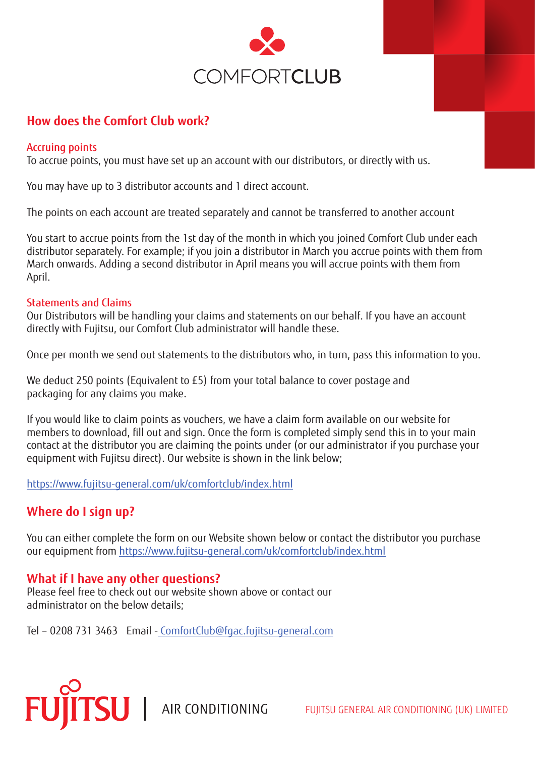COMFORTCLUB

## How does the Comfort Club work?

### Accruing points

To accrue points, you must have set up an account with our distributors, or directly with us.

You may have up to 3 distributor accounts and 1 direct account.

The points on each account are treated separately and cannot be transferred to another account

You start to accrue points from the 1st day of the month in which you joined Comfort Club under each distributor separately. For example; if you join a distributor in March you accrue points with them from March onwards. Adding a second distributor in April means you will accrue points with them from April.

### Statements and Claims

Our Distributors will be handling your claims and statements on our behalf. If you have an account directly with Fujitsu, our Comfort Club administrator will handle these.

Once per month we send out statements to the distributors who, in turn, pass this information to you.

We deduct 250 points (Equivalent to £5) from your total balance to cover postage and packaging for any claims you make.

If you would like to claim points as vouchers, we have a claim form available on our website for members to download, fill out and sign. Once the form is completed simply send this in to your main contact at the distributor you are claiming the points under (or our administrator if you purchase your equipment with Fujitsu direct). Our website is shown in the link below;

https://www.fujitsu-general.com/uk/comfortclub/index.html

## Where do I sign up?

You can either complete the form on our Website shown below or contact the distributor you purchase our equipment from https://www.fujitsu-general.com/uk/comfortclub/index.html

## What if I have any other questions?

Please feel free to check out our website shown above or contact our administrator on the below details;

Tel – 0208 731 3463   Email - ComfortClub@fgac.fujitsu-general.com

FUJITSU | AIR CONDITIONING

FUJITSU GENERAL AIR CONDITIONING (UK) LIMITED